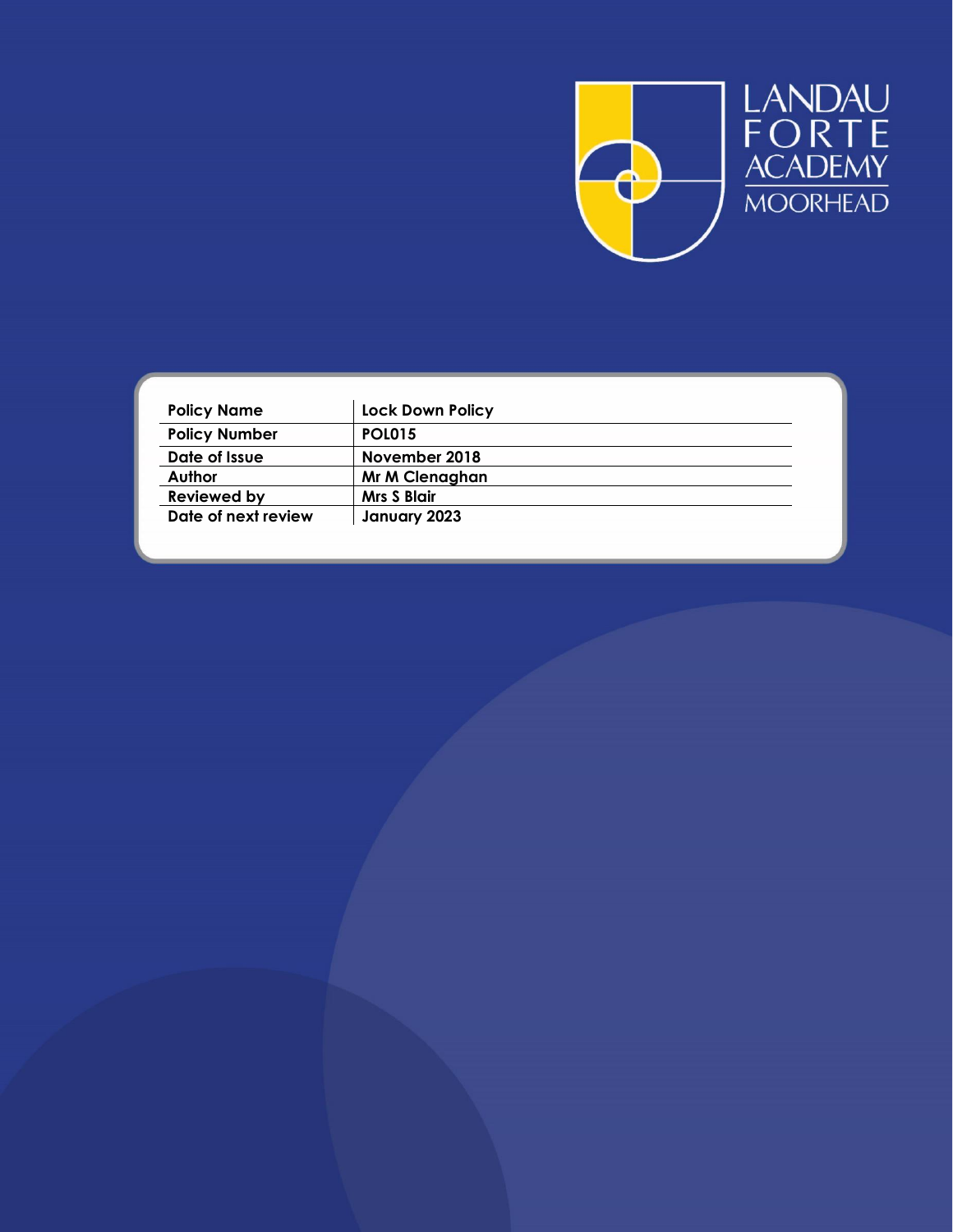LANDAU FORTE ACADEMY MOORHEAD

| Policy Name | Lock Down Policy |
|---|---|
| Policy Number | POL015 |
| Date of Issue | November 2018 |
| Author | Mr M Clenaghan |
| Reviewed by | Mrs S Blair |
| Date of next review | January 2023 |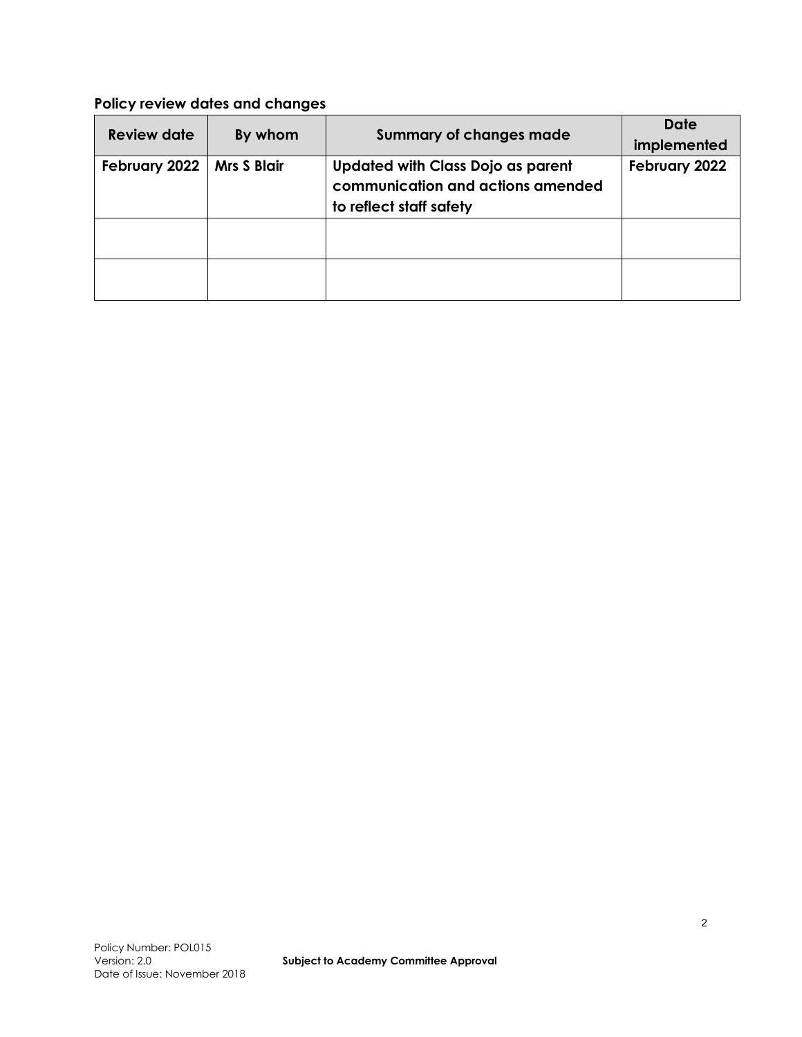## Policy review dates and changes

| Review date | By whom | Summary of changes made | Date implemented |
|---|---|---|---|
| **February 2022** | **Mrs S Blair** | **Updated with Class Dojo as parent communication and actions amended to reflect staff safety** | **February 2022** |
| | | | |
| | | | |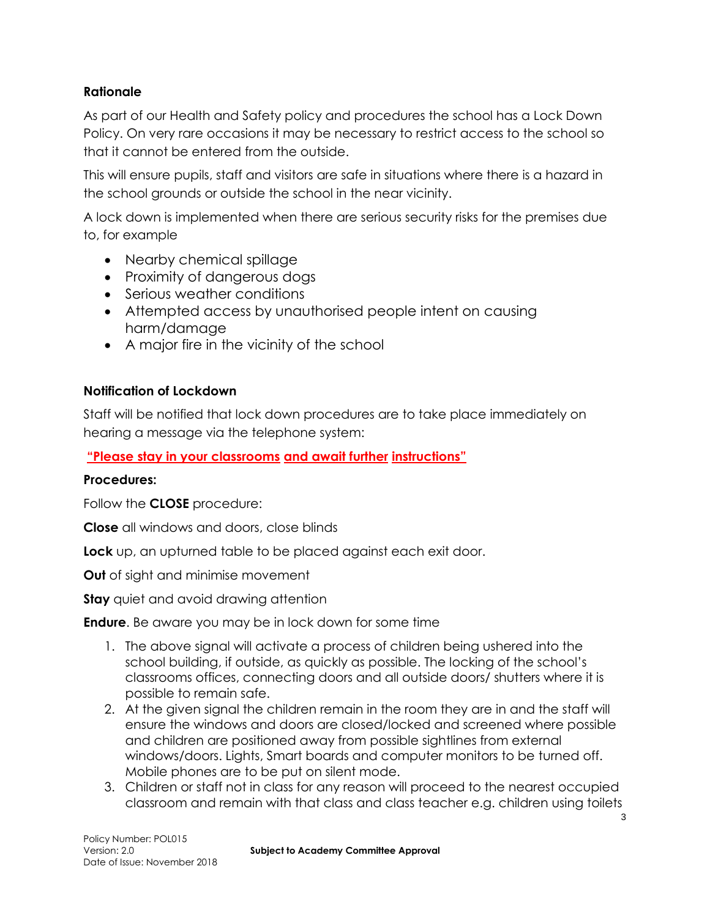**Rationale**

As part of our Health and Safety policy and procedures the school has a Lock Down Policy. On very rare occasions it may be necessary to restrict access to the school so that it cannot be entered from the outside.

This will ensure pupils, staff and visitors are safe in situations where there is a hazard in the school grounds or outside the school in the near vicinity.

A lock down is implemented when there are serious security risks for the premises due to, for example

- Nearby chemical spillage
- Proximity of dangerous dogs
- Serious weather conditions
- Attempted access by unauthorised people intent on causing harm/damage
- A major fire in the vicinity of the school

**Notification of Lockdown**

Staff will be notified that lock down procedures are to take place immediately on hearing a message via the telephone system:

**"Please stay in your classrooms and await further instructions"**

**Procedures:**

Follow the **CLOSE** procedure:

**Close** all windows and doors, close blinds

**Lock** up, an upturned table to be placed against each exit door.

**Out** of sight and minimise movement

**Stay** quiet and avoid drawing attention

**Endure**. Be aware you may be in lock down for some time

1. The above signal will activate a process of children being ushered into the school building, if outside, as quickly as possible. The locking of the school's classrooms offices, connecting doors and all outside doors/ shutters where it is possible to remain safe.
2. At the given signal the children remain in the room they are in and the staff will ensure the windows and doors are closed/locked and screened where possible and children are positioned away from possible sightlines from external windows/doors. Lights, Smart boards and computer monitors to be turned off. Mobile phones are to be put on silent mode.
3. Children or staff not in class for any reason will proceed to the nearest occupied classroom and remain with that class and class teacher e.g. children using toilets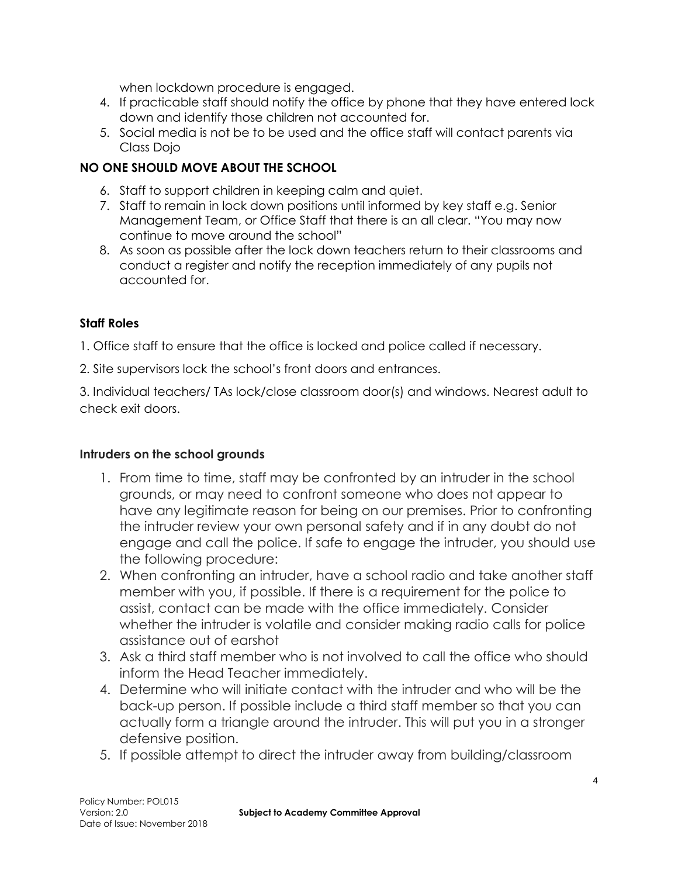when lockdown procedure is engaged.

4. If practicable staff should notify the office by phone that they have entered lock down and identify those children not accounted for.
5. Social media is not be to be used and the office staff will contact parents via Class Dojo

**NO ONE SHOULD MOVE ABOUT THE SCHOOL**

6. Staff to support children in keeping calm and quiet.
7. Staff to remain in lock down positions until informed by key staff e.g. Senior Management Team, or Office Staff that there is an all clear. "You may now continue to move around the school"
8. As soon as possible after the lock down teachers return to their classrooms and conduct a register and notify the reception immediately of any pupils not accounted for.

**Staff Roles**

1. Office staff to ensure that the office is locked and police called if necessary.

2. Site supervisors lock the school's front doors and entrances.

3. Individual teachers/ TAs lock/close classroom door(s) and windows. Nearest adult to check exit doors.

**Intruders on the school grounds**

1. From time to time, staff may be confronted by an intruder in the school grounds, or may need to confront someone who does not appear to have any legitimate reason for being on our premises. Prior to confronting the intruder review your own personal safety and if in any doubt do not engage and call the police. If safe to engage the intruder, you should use the following procedure:
2. When confronting an intruder, have a school radio and take another staff member with you, if possible. If there is a requirement for the police to assist, contact can be made with the office immediately. Consider whether the intruder is volatile and consider making radio calls for police assistance out of earshot
3. Ask a third staff member who is not involved to call the office who should inform the Head Teacher immediately.
4. Determine who will initiate contact with the intruder and who will be the back-up person. If possible include a third staff member so that you can actually form a triangle around the intruder. This will put you in a stronger defensive position.
5. If possible attempt to direct the intruder away from building/classroom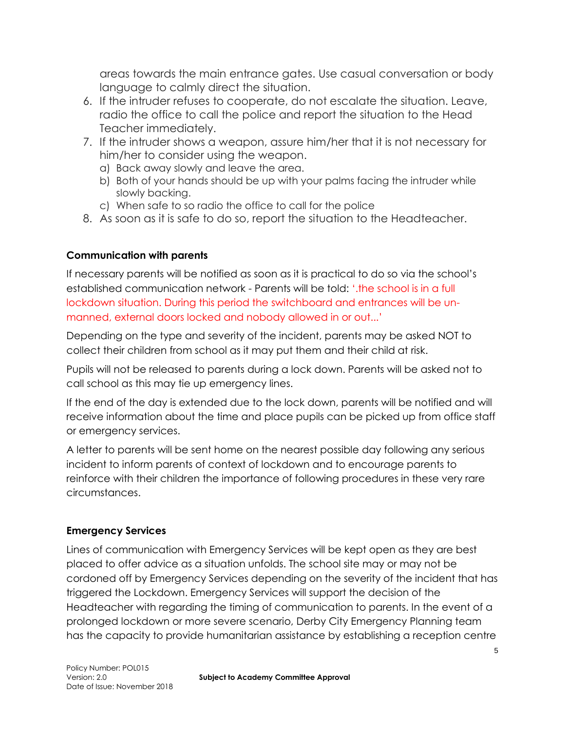areas towards the main entrance gates. Use casual conversation or body language to calmly direct the situation.

6. If the intruder refuses to cooperate, do not escalate the situation. Leave, radio the office to call the police and report the situation to the Head Teacher immediately.
7. If the intruder shows a weapon, assure him/her that it is not necessary for him/her to consider using the weapon.
   a) Back away slowly and leave the area.
   b) Both of your hands should be up with your palms facing the intruder while slowly backing.
   c) When safe to so radio the office to call for the police
8. As soon as it is safe to do so, report the situation to the Headteacher.

**Communication with parents**

If necessary parents will be notified as soon as it is practical to do so via the school's established communication network - Parents will be told: '.the school is in a full lockdown situation. During this period the switchboard and entrances will be un-manned, external doors locked and nobody allowed in or out...'

Depending on the type and severity of the incident, parents may be asked NOT to collect their children from school as it may put them and their child at risk.

Pupils will not be released to parents during a lock down. Parents will be asked not to call school as this may tie up emergency lines.

If the end of the day is extended due to the lock down, parents will be notified and will receive information about the time and place pupils can be picked up from office staff or emergency services.

A letter to parents will be sent home on the nearest possible day following any serious incident to inform parents of context of lockdown and to encourage parents to reinforce with their children the importance of following procedures in these very rare circumstances.

**Emergency Services**

Lines of communication with Emergency Services will be kept open as they are best placed to offer advice as a situation unfolds. The school site may or may not be cordoned off by Emergency Services depending on the severity of the incident that has triggered the Lockdown. Emergency Services will support the decision of the Headteacher with regarding the timing of communication to parents. In the event of a prolonged lockdown or more severe scenario, Derby City Emergency Planning team has the capacity to provide humanitarian assistance by establishing a reception centre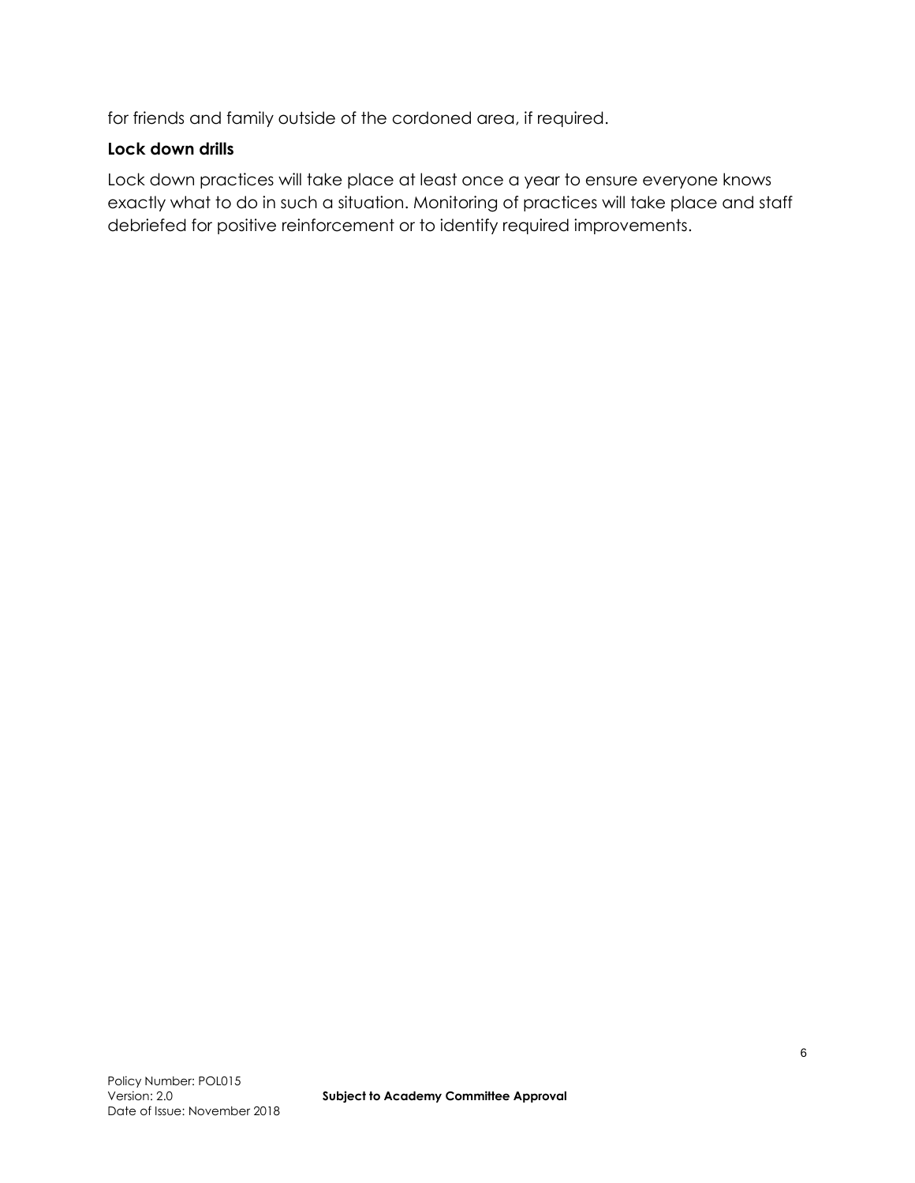for friends and family outside of the cordoned area, if required.

**Lock down drills**

Lock down practices will take place at least once a year to ensure everyone knows exactly what to do in such a situation. Monitoring of practices will take place and staff debriefed for positive reinforcement or to identify required improvements.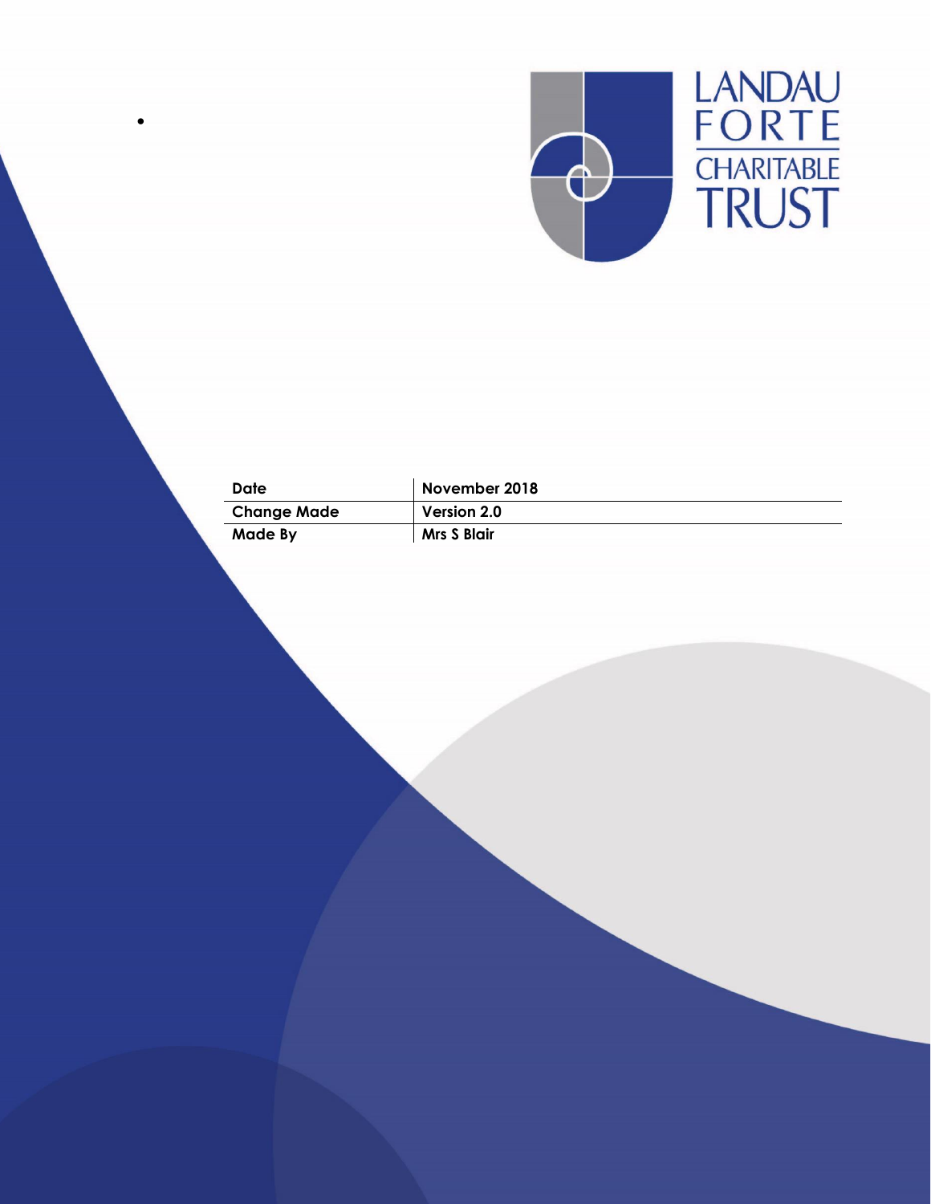LANDAU FORTE CHARITABLE TRUST

| | |
|---|---|
| **Date** | **November 2018** |
| **Change Made** | **Version 2.0** |
| **Made By** | **Mrs S Blair** |